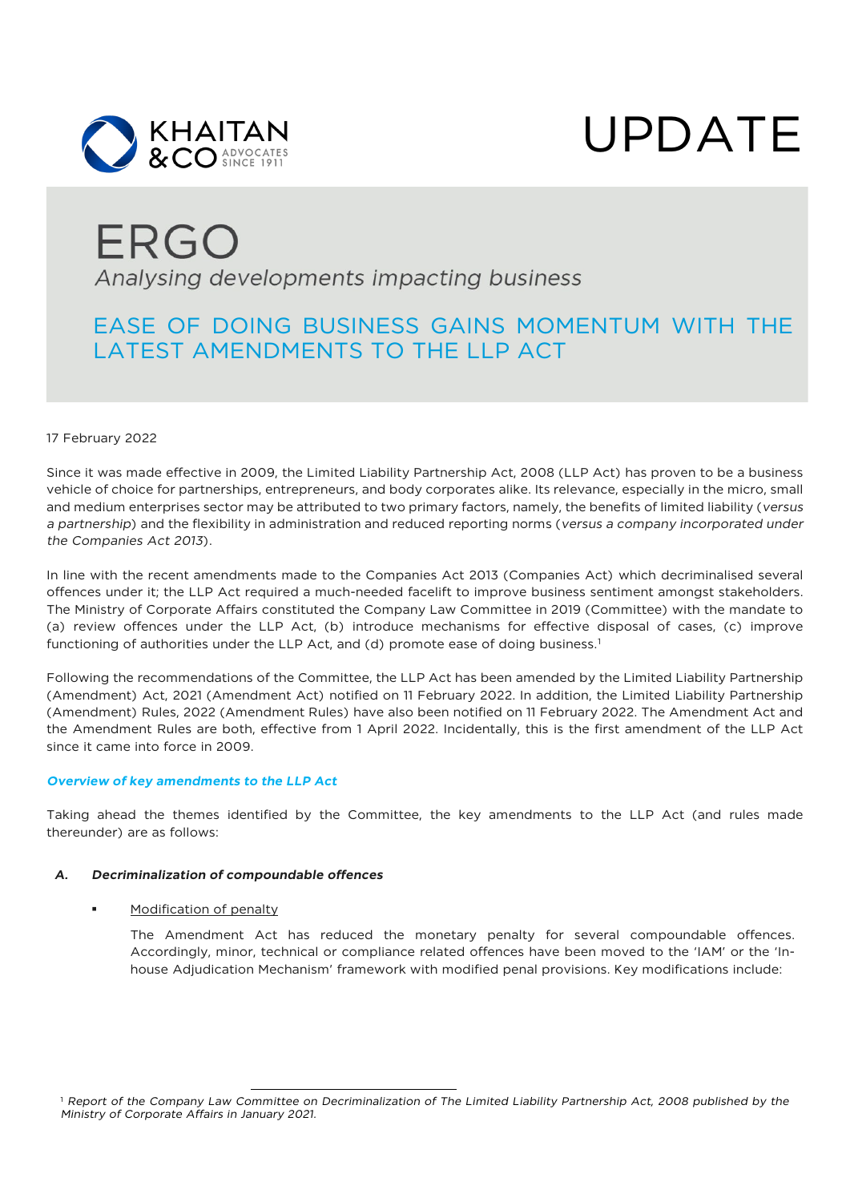KHAITAN & CO ADVOCATES SINCE 1911

UPDATE

# ERGO

*Analysing developments impacting business*

## EASE OF DOING BUSINESS GAINS MOMENTUM WITH THE LATEST AMENDMENTS TO THE LLP ACT

17 February 2022

Since it was made effective in 2009, the Limited Liability Partnership Act, 2008 (LLP Act) has proven to be a business vehicle of choice for partnerships, entrepreneurs, and body corporates alike. Its relevance, especially in the micro, small and medium enterprises sector may be attributed to two primary factors, namely, the benefits of limited liability (*versus a partnership*) and the flexibility in administration and reduced reporting norms (*versus a company incorporated under the Companies Act 2013*).

In line with the recent amendments made to the Companies Act 2013 (Companies Act) which decriminalised several offences under it; the LLP Act required a much-needed facelift to improve business sentiment amongst stakeholders. The Ministry of Corporate Affairs constituted the Company Law Committee in 2019 (Committee) with the mandate to (a) review offences under the LLP Act, (b) introduce mechanisms for effective disposal of cases, (c) improve functioning of authorities under the LLP Act, and (d) promote ease of doing business.[1]

Following the recommendations of the Committee, the LLP Act has been amended by the Limited Liability Partnership (Amendment) Act, 2021 (Amendment Act) notified on 11 February 2022. In addition, the Limited Liability Partnership (Amendment) Rules, 2022 (Amendment Rules) have also been notified on 11 February 2022. The Amendment Act and the Amendment Rules are both, effective from 1 April 2022. Incidentally, this is the first amendment of the LLP Act since it came into force in 2009.

***Overview of key amendments to the LLP Act***

Taking ahead the themes identified by the Committee, the key amendments to the LLP Act (and rules made thereunder) are as follows:

### *A. Decriminalization of compoundable offences*

- Modification of penalty

  The Amendment Act has reduced the monetary penalty for several compoundable offences. Accordingly, minor, technical or compliance related offences have been moved to the 'IAM' or the 'In-house Adjudication Mechanism' framework with modified penal provisions. Key modifications include:

[1] *Report of the Company Law Committee on Decriminalization of The Limited Liability Partnership Act, 2008 published by the Ministry of Corporate Affairs in January 2021.*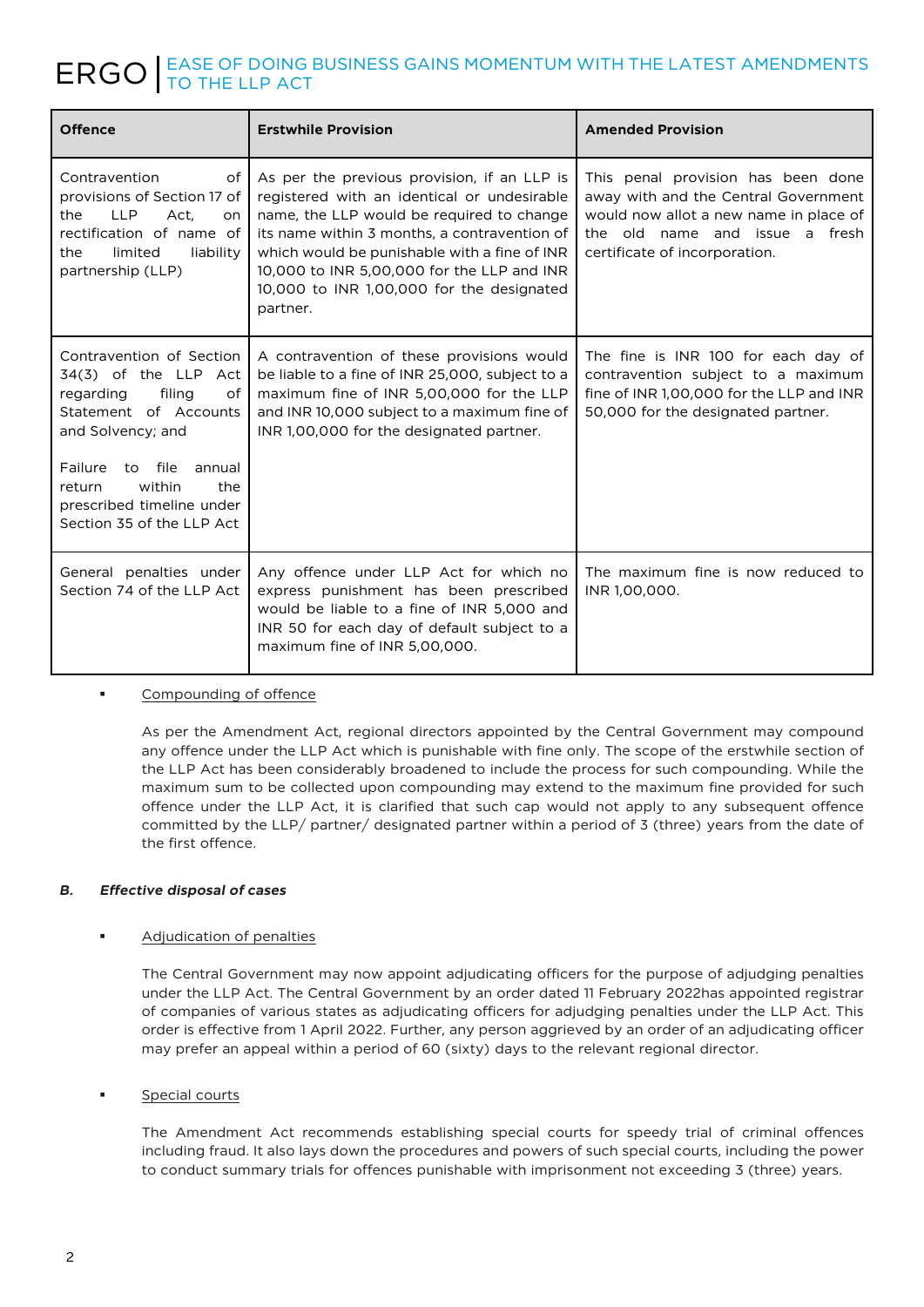| Offence | Erstwhile Provision | Amended Provision |
|---|---|---|
| Contravention of provisions of Section 17 of the LLP Act, on rectification of name of the limited liability partnership (LLP) | As per the previous provision, if an LLP is registered with an identical or undesirable name, the LLP would be required to change its name within 3 months, a contravention of which would be punishable with a fine of INR 10,000 to INR 5,00,000 for the LLP and INR 10,000 to INR 1,00,000 for the designated partner. | This penal provision has been done away with and the Central Government would now allot a new name in place of the old name and issue a fresh certificate of incorporation. |
| Contravention of Section 34(3) of the LLP Act regarding filing of Statement of Accounts and Solvency; and<br><br>Failure to file annual return within the prescribed timeline under Section 35 of the LLP Act | A contravention of these provisions would be liable to a fine of INR 25,000, subject to a maximum fine of INR 5,00,000 for the LLP and INR 10,000 subject to a maximum fine of INR 1,00,000 for the designated partner. | The fine is INR 100 for each day of contravention subject to a maximum fine of INR 1,00,000 for the LLP and INR 50,000 for the designated partner. |
| General penalties under Section 74 of the LLP Act | Any offence under LLP Act for which no express punishment has been prescribed would be liable to a fine of INR 5,000 and INR 50 for each day of default subject to a maximum fine of INR 5,00,000. | The maximum fine is now reduced to INR 1,00,000. |

- Compounding of offence

  As per the Amendment Act, regional directors appointed by the Central Government may compound any offence under the LLP Act which is punishable with fine only. The scope of the erstwhile section of the LLP Act has been considerably broadened to include the process for such compounding. While the maximum sum to be collected upon compounding may extend to the maximum fine provided for such offence under the LLP Act, it is clarified that such cap would not apply to any subsequent offence committed by the LLP/ partner/ designated partner within a period of 3 (three) years from the date of the first offence.

***B. Effective disposal of cases***

- Adjudication of penalties

  The Central Government may now appoint adjudicating officers for the purpose of adjudging penalties under the LLP Act. The Central Government by an order dated 11 February 2022has appointed registrar of companies of various states as adjudicating officers for adjudging penalties under the LLP Act. This order is effective from 1 April 2022. Further, any person aggrieved by an order of an adjudicating officer may prefer an appeal within a period of 60 (sixty) days to the relevant regional director.

- Special courts

  The Amendment Act recommends establishing special courts for speedy trial of criminal offences including fraud. It also lays down the procedures and powers of such special courts, including the power to conduct summary trials for offences punishable with imprisonment not exceeding 3 (three) years.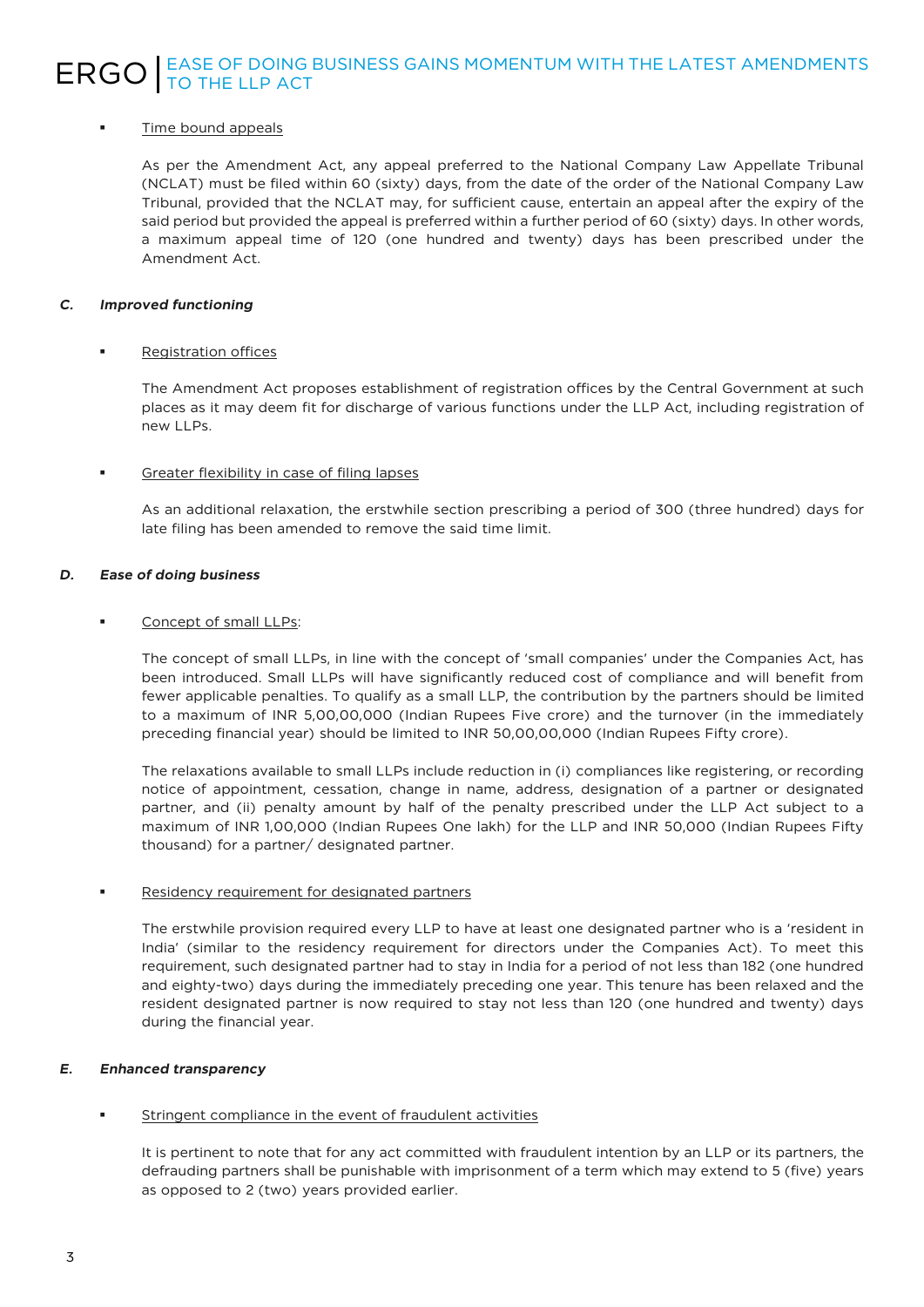- Time bound appeals

  As per the Amendment Act, any appeal preferred to the National Company Law Appellate Tribunal (NCLAT) must be filed within 60 (sixty) days, from the date of the order of the National Company Law Tribunal, provided that the NCLAT may, for sufficient cause, entertain an appeal after the expiry of the said period but provided the appeal is preferred within a further period of 60 (sixty) days. In other words, a maximum appeal time of 120 (one hundred and twenty) days has been prescribed under the Amendment Act.

### C. *Improved functioning*

- Registration offices

  The Amendment Act proposes establishment of registration offices by the Central Government at such places as it may deem fit for discharge of various functions under the LLP Act, including registration of new LLPs.

- Greater flexibility in case of filing lapses

  As an additional relaxation, the erstwhile section prescribing a period of 300 (three hundred) days for late filing has been amended to remove the said time limit.

### D. *Ease of doing business*

- Concept of small LLPs:

  The concept of small LLPs, in line with the concept of 'small companies' under the Companies Act, has been introduced. Small LLPs will have significantly reduced cost of compliance and will benefit from fewer applicable penalties. To qualify as a small LLP, the contribution by the partners should be limited to a maximum of INR 5,00,00,000 (Indian Rupees Five crore) and the turnover (in the immediately preceding financial year) should be limited to INR 50,00,00,000 (Indian Rupees Fifty crore).

  The relaxations available to small LLPs include reduction in (i) compliances like registering, or recording notice of appointment, cessation, change in name, address, designation of a partner or designated partner, and (ii) penalty amount by half of the penalty prescribed under the LLP Act subject to a maximum of INR 1,00,000 (Indian Rupees One lakh) for the LLP and INR 50,000 (Indian Rupees Fifty thousand) for a partner/ designated partner.

- Residency requirement for designated partners

  The erstwhile provision required every LLP to have at least one designated partner who is a 'resident in India' (similar to the residency requirement for directors under the Companies Act). To meet this requirement, such designated partner had to stay in India for a period of not less than 182 (one hundred and eighty-two) days during the immediately preceding one year. This tenure has been relaxed and the resident designated partner is now required to stay not less than 120 (one hundred and twenty) days during the financial year.

### E. *Enhanced transparency*

- Stringent compliance in the event of fraudulent activities

  It is pertinent to note that for any act committed with fraudulent intention by an LLP or its partners, the defrauding partners shall be punishable with imprisonment of a term which may extend to 5 (five) years as opposed to 2 (two) years provided earlier.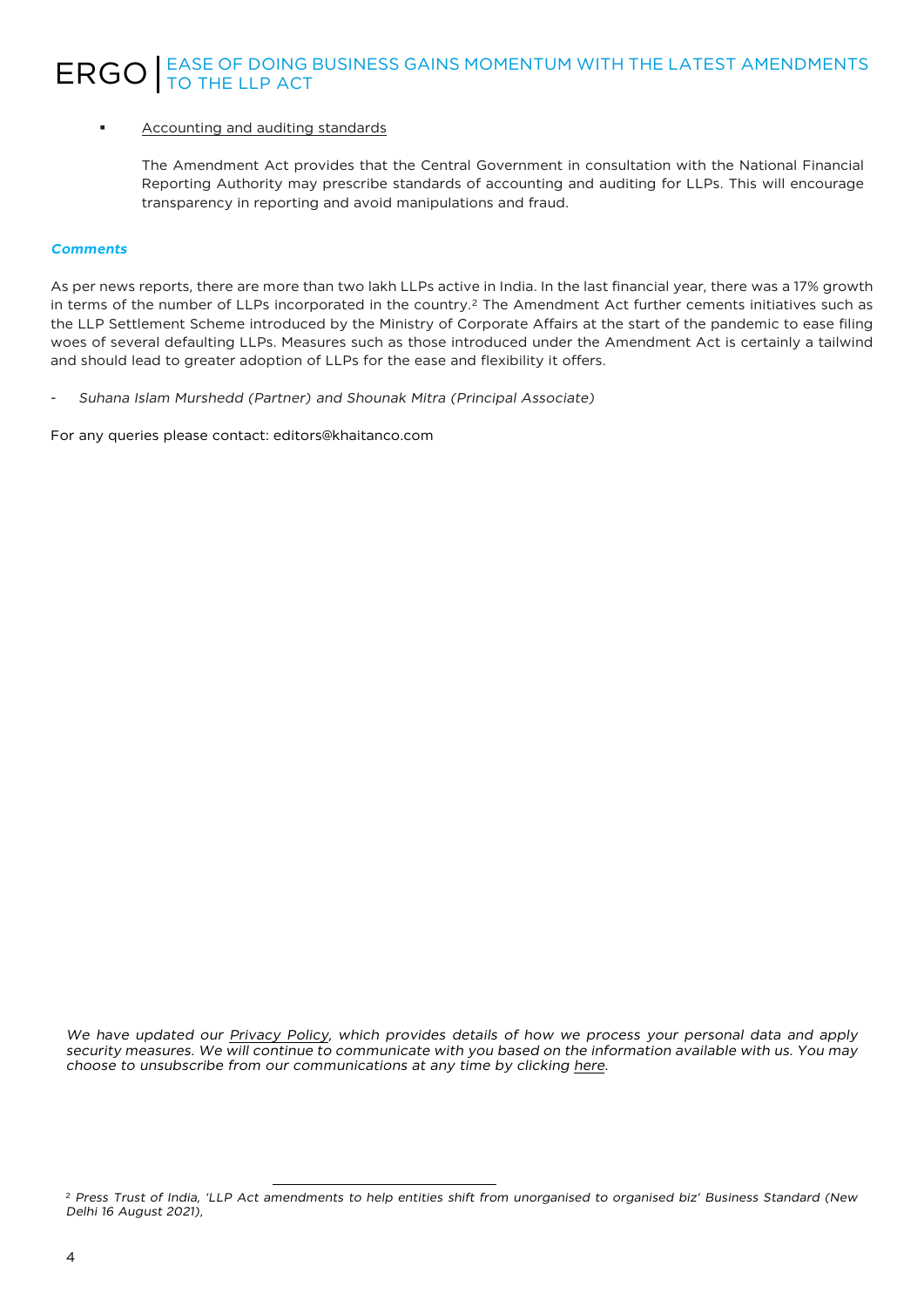- Accounting and auditing standards

  The Amendment Act provides that the Central Government in consultation with the National Financial Reporting Authority may prescribe standards of accounting and auditing for LLPs. This will encourage transparency in reporting and avoid manipulations and fraud.

***Comments***

As per news reports, there are more than two lakh LLPs active in India. In the last financial year, there was a 17% growth in terms of the number of LLPs incorporated in the country.[2] The Amendment Act further cements initiatives such as the LLP Settlement Scheme introduced by the Ministry of Corporate Affairs at the start of the pandemic to ease filing woes of several defaulting LLPs. Measures such as those introduced under the Amendment Act is certainly a tailwind and should lead to greater adoption of LLPs for the ease and flexibility it offers.

- *Suhana Islam Murshedd (Partner) and Shounak Mitra (Principal Associate)*

For any queries please contact: editors@khaitanco.com

*We have updated our Privacy Policy, which provides details of how we process your personal data and apply security measures. We will continue to communicate with you based on the information available with us. You may choose to unsubscribe from our communications at any time by clicking here.*

[2] *Press Trust of India, 'LLP Act amendments to help entities shift from unorganised to organised biz' Business Standard (New Delhi 16 August 2021),*